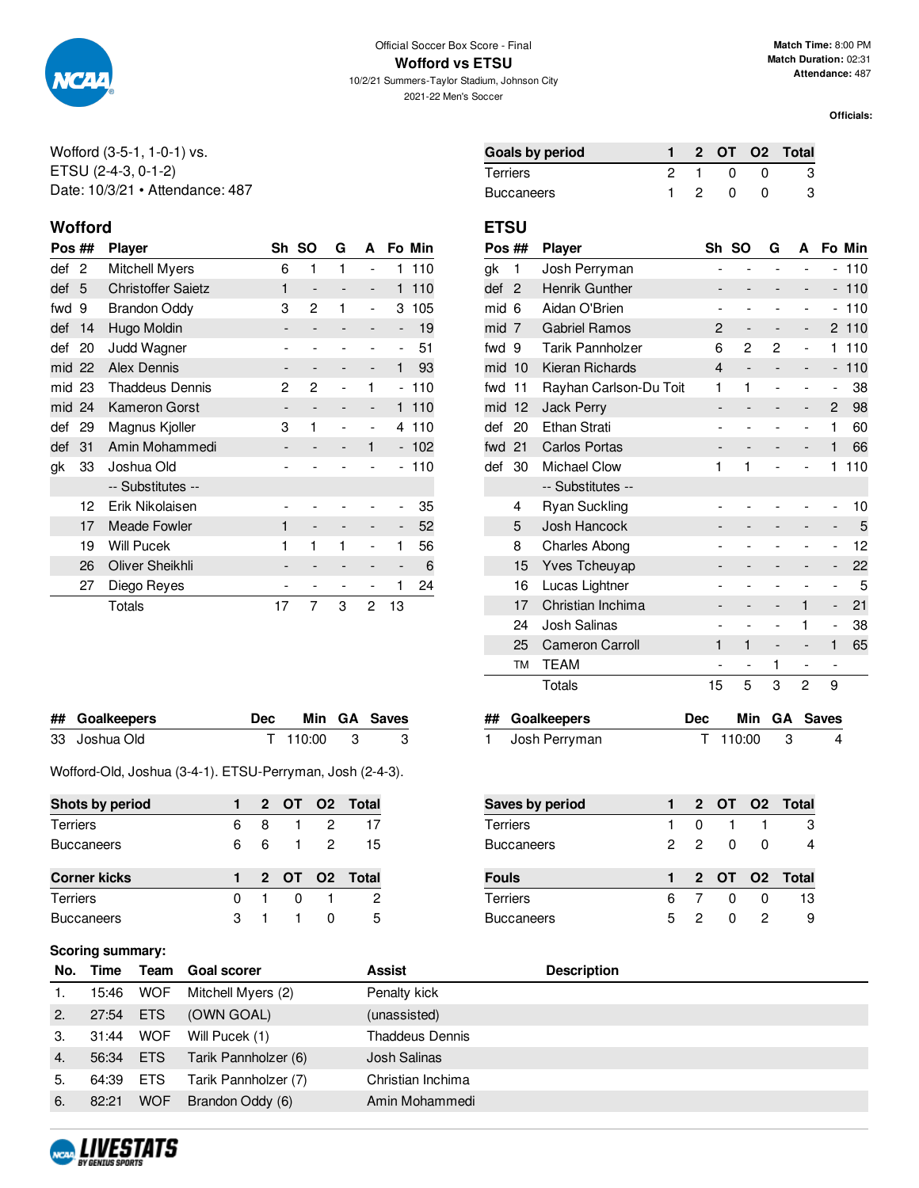Official Soccer Box Score - Final

**Wofford vs ETSU**

10/2/21 Summers-Taylor Stadium, Johnson City

2021-22 Men's Soccer

**Match Time:** 8:00 PM
**Match Duration:** 02:31
**Attendance:** 487

**Officials:**

Wofford (3-5-1, 1-0-1) vs.
ETSU (2-4-3, 0-1-2)
Date: 10/3/21 • Attendance: 487

| Goals by period | 1 | 2 | OT | O2 | Total |
|---|---|---|---|---|---|
| Terriers | 2 | 1 | 0 | 0 | 3 |
| Buccaneers | 1 | 2 | 0 | 0 | 3 |

## Wofford

| Pos | ## | Player | Sh | SO | G | A | Fo | Min |
|---|---|---|---|---|---|---|---|---|
| def | 2 | Mitchell Myers | 6 | 1 | 1 | - | 1 | 110 |
| def | 5 | Christoffer Saietz | 1 | - | - | - | 1 | 110 |
| fwd | 9 | Brandon Oddy | 3 | 2 | 1 | - | 3 | 105 |
| def | 14 | Hugo Moldin | - | - | - | - | - | 19 |
| def | 20 | Judd Wagner | - | - | - | - | - | 51 |
| mid | 22 | Alex Dennis | - | - | - | - | 1 | 93 |
| mid | 23 | Thaddeus Dennis | 2 | 2 | - | 1 | - | 110 |
| mid | 24 | Kameron Gorst | - | - | - | - | 1 | 110 |
| def | 29 | Magnus Kjoller | 3 | 1 | - | - | 4 | 110 |
| def | 31 | Amin Mohammedi | - | - | - | 1 | - | 102 |
| gk | 33 | Joshua Old | - | - | - | - | - | 110 |
| | | -- Substitutes -- | | | | | | |
| | 12 | Erik Nikolaisen | - | - | - | - | - | 35 |
| | 17 | Meade Fowler | 1 | - | - | - | - | 52 |
| | 19 | Will Pucek | 1 | 1 | 1 | - | 1 | 56 |
| | 26 | Oliver Sheikhli | - | - | - | - | - | 6 |
| | 27 | Diego Reyes | - | - | - | - | 1 | 24 |
| | | Totals | 17 | 7 | 3 | 2 | 13 | |

## ETSU

| Pos | ## | Player | Sh | SO | G | A | Fo | Min |
|---|---|---|---|---|---|---|---|---|
| gk | 1 | Josh Perryman | - | - | - | - | - | 110 |
| def | 2 | Henrik Gunther | - | - | - | - | - | 110 |
| mid | 6 | Aidan O'Brien | - | - | - | - | - | 110 |
| mid | 7 | Gabriel Ramos | 2 | - | - | - | 2 | 110 |
| fwd | 9 | Tarik Pannholzer | 6 | 2 | 2 | - | 1 | 110 |
| mid | 10 | Kieran Richards | 4 | - | - | - | - | 110 |
| fwd | 11 | Rayhan Carlson-Du Toit | 1 | 1 | - | - | - | 38 |
| mid | 12 | Jack Perry | - | - | - | - | 2 | 98 |
| def | 20 | Ethan Strati | - | - | - | - | 1 | 60 |
| fwd | 21 | Carlos Portas | - | - | - | - | 1 | 66 |
| def | 30 | Michael Clow | 1 | 1 | - | - | 1 | 110 |
| | | -- Substitutes -- | | | | | | |
| | 4 | Ryan Suckling | - | - | - | - | - | 10 |
| | 5 | Josh Hancock | - | - | - | - | - | 5 |
| | 8 | Charles Abong | - | - | - | - | - | 12 |
| | 15 | Yves Tcheuyap | - | - | - | - | - | 22 |
| | 16 | Lucas Lightner | - | - | - | - | - | 5 |
| | 17 | Christian Inchima | - | - | - | 1 | - | 21 |
| | 24 | Josh Salinas | - | - | - | 1 | - | 38 |
| | 25 | Cameron Carroll | 1 | 1 | - | - | 1 | 65 |
| | TM | TEAM | - | - | 1 | - | - | |
| | | Totals | 15 | 5 | 3 | 2 | 9 | |

| ## | Goalkeepers | Dec | Min | GA | Saves |
|---|---|---|---|---|---|
| 33 | Joshua Old | T | 110:00 | 3 | 3 |

| ## | Goalkeepers | Dec | Min | GA | Saves |
|---|---|---|---|---|---|
| 1 | Josh Perryman | T | 110:00 | 3 | 4 |

Wofford-Old, Joshua (3-4-1). ETSU-Perryman, Josh (2-4-3).

| Shots by period | 1 | 2 | OT | O2 | Total |
|---|---|---|---|---|---|
| Terriers | 6 | 8 | 1 | 2 | 17 |
| Buccaneers | 6 | 6 | 1 | 2 | 15 |

| Saves by period | 1 | 2 | OT | O2 | Total |
|---|---|---|---|---|---|
| Terriers | 1 | 0 | 1 | 1 | 3 |
| Buccaneers | 2 | 2 | 0 | 0 | 4 |

| Corner kicks | 1 | 2 | OT | O2 | Total |
|---|---|---|---|---|---|
| Terriers | 0 | 1 | 0 | 1 | 2 |
| Buccaneers | 3 | 1 | 1 | 0 | 5 |

| Fouls | 1 | 2 | OT | O2 | Total |
|---|---|---|---|---|---|
| Terriers | 6 | 7 | 0 | 0 | 13 |
| Buccaneers | 5 | 2 | 0 | 2 | 9 |

**Scoring summary:**

| No. | Time | Team | Goal scorer | Assist | Description |
|---|---|---|---|---|---|
| 1. | 15:46 | WOF | Mitchell Myers (2) | Penalty kick | |
| 2. | 27:54 | ETS | (OWN GOAL) | (unassisted) | |
| 3. | 31:44 | WOF | Will Pucek (1) | Thaddeus Dennis | |
| 4. | 56:34 | ETS | Tarik Pannholzer (6) | Josh Salinas | |
| 5. | 64:39 | ETS | Tarik Pannholzer (7) | Christian Inchima | |
| 6. | 82:21 | WOF | Brandon Oddy (6) | Amin Mohammedi | |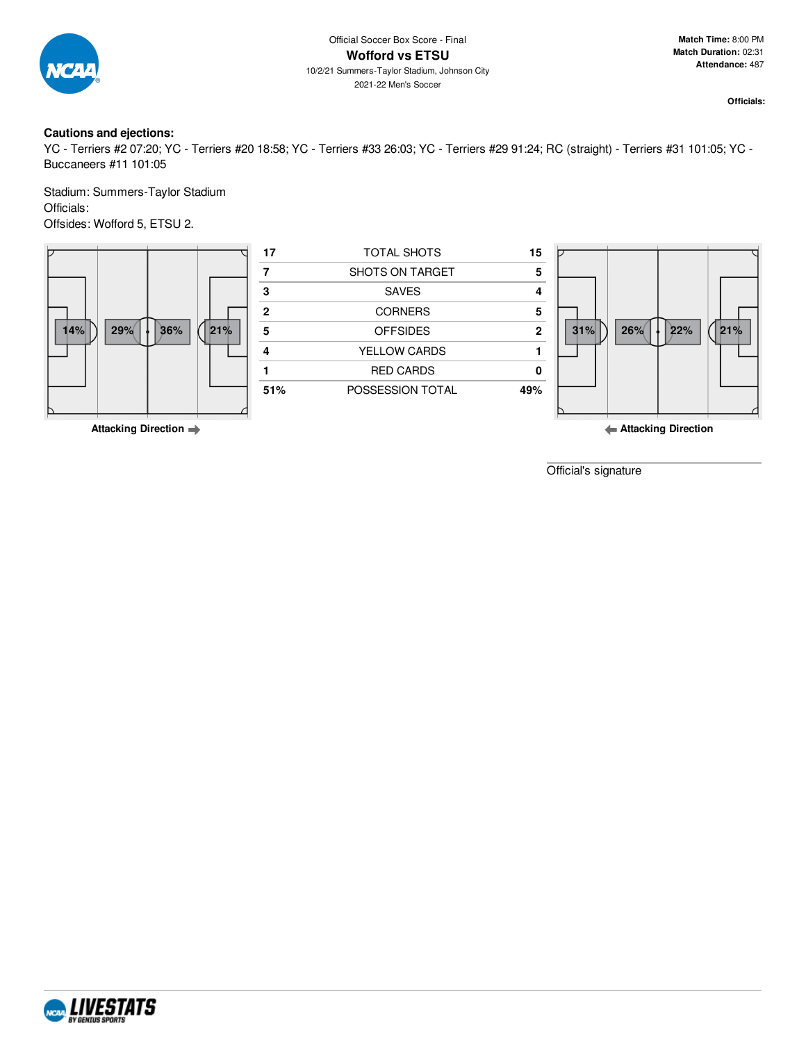Official Soccer Box Score - Final

# Wofford vs ETSU

10/2/21 Summers-Taylor Stadium, Johnson City

2021-22 Men's Soccer

**Match Time:** 8:00 PM
**Match Duration:** 02:31
**Attendance:** 487

**Officials:**

**Cautions and ejections:**

YC - Terriers #2 07:20; YC - Terriers #20 18:58; YC - Terriers #33 26:03; YC - Terriers #29 91:24; RC (straight) - Terriers #31 101:05; YC - Buccaneers #11 101:05

Stadium: Summers-Taylor Stadium

Officials:

Offsides: Wofford 5, ETSU 2.

14% | 29% | 36% | 21%

**Attacking Direction** ➡

| Wofford | | ETSU |
|---|---|---|
| 17 | TOTAL SHOTS | 15 |
| 7 | SHOTS ON TARGET | 5 |
| 3 | SAVES | 4 |
| 2 | CORNERS | 5 |
| 5 | OFFSIDES | 2 |
| 4 | YELLOW CARDS | 1 |
| 1 | RED CARDS | 0 |
| 51% | POSSESSION TOTAL | 49% |

31% | 26% | 22% | 21%

⬅ **Attacking Direction**

Official's signature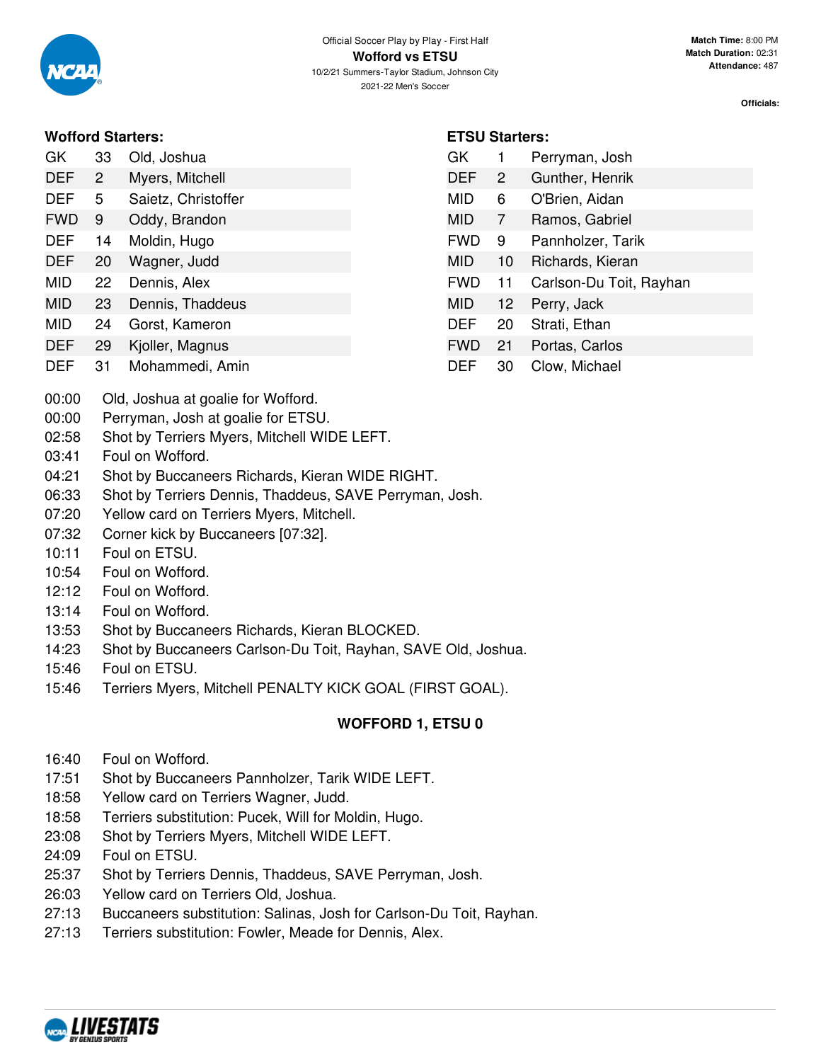Official Soccer Play by Play - First Half

**Wofford vs ETSU**

10/2/21 Summers-Taylor Stadium, Johnson City

2021-22 Men's Soccer

**Match Time:** 8:00 PM
**Match Duration:** 02:31
**Attendance:** 487

**Officials:**

### Wofford Starters:

| Pos | No | Name |
|---|---|---|
| GK | 33 | Old, Joshua |
| DEF | 2 | Myers, Mitchell |
| DEF | 5 | Saietz, Christoffer |
| FWD | 9 | Oddy, Brandon |
| DEF | 14 | Moldin, Hugo |
| DEF | 20 | Wagner, Judd |
| MID | 22 | Dennis, Alex |
| MID | 23 | Dennis, Thaddeus |
| MID | 24 | Gorst, Kameron |
| DEF | 29 | Kjoller, Magnus |
| DEF | 31 | Mohammedi, Amin |

### ETSU Starters:

| Pos | No | Name |
|---|---|---|
| GK | 1 | Perryman, Josh |
| DEF | 2 | Gunther, Henrik |
| MID | 6 | O'Brien, Aidan |
| MID | 7 | Ramos, Gabriel |
| FWD | 9 | Pannholzer, Tarik |
| MID | 10 | Richards, Kieran |
| FWD | 11 | Carlson-Du Toit, Rayhan |
| MID | 12 | Perry, Jack |
| DEF | 20 | Strati, Ethan |
| FWD | 21 | Portas, Carlos |
| DEF | 30 | Clow, Michael |

| Time | Play |
|---|---|
| 00:00 | Old, Joshua at goalie for Wofford. |
| 00:00 | Perryman, Josh at goalie for ETSU. |
| 02:58 | Shot by Terriers Myers, Mitchell WIDE LEFT. |
| 03:41 | Foul on Wofford. |
| 04:21 | Shot by Buccaneers Richards, Kieran WIDE RIGHT. |
| 06:33 | Shot by Terriers Dennis, Thaddeus, SAVE Perryman, Josh. |
| 07:20 | Yellow card on Terriers Myers, Mitchell. |
| 07:32 | Corner kick by Buccaneers [07:32]. |
| 10:11 | Foul on ETSU. |
| 10:54 | Foul on Wofford. |
| 12:12 | Foul on Wofford. |
| 13:14 | Foul on Wofford. |
| 13:53 | Shot by Buccaneers Richards, Kieran BLOCKED. |
| 14:23 | Shot by Buccaneers Carlson-Du Toit, Rayhan, SAVE Old, Joshua. |
| 15:46 | Foul on ETSU. |
| 15:46 | Terriers Myers, Mitchell PENALTY KICK GOAL (FIRST GOAL). |

**WOFFORD 1, ETSU 0**

| Time | Play |
|---|---|
| 16:40 | Foul on Wofford. |
| 17:51 | Shot by Buccaneers Pannholzer, Tarik WIDE LEFT. |
| 18:58 | Yellow card on Terriers Wagner, Judd. |
| 18:58 | Terriers substitution: Pucek, Will for Moldin, Hugo. |
| 23:08 | Shot by Terriers Myers, Mitchell WIDE LEFT. |
| 24:09 | Foul on ETSU. |
| 25:37 | Shot by Terriers Dennis, Thaddeus, SAVE Perryman, Josh. |
| 26:03 | Yellow card on Terriers Old, Joshua. |
| 27:13 | Buccaneers substitution: Salinas, Josh for Carlson-Du Toit, Rayhan. |
| 27:13 | Terriers substitution: Fowler, Meade for Dennis, Alex. |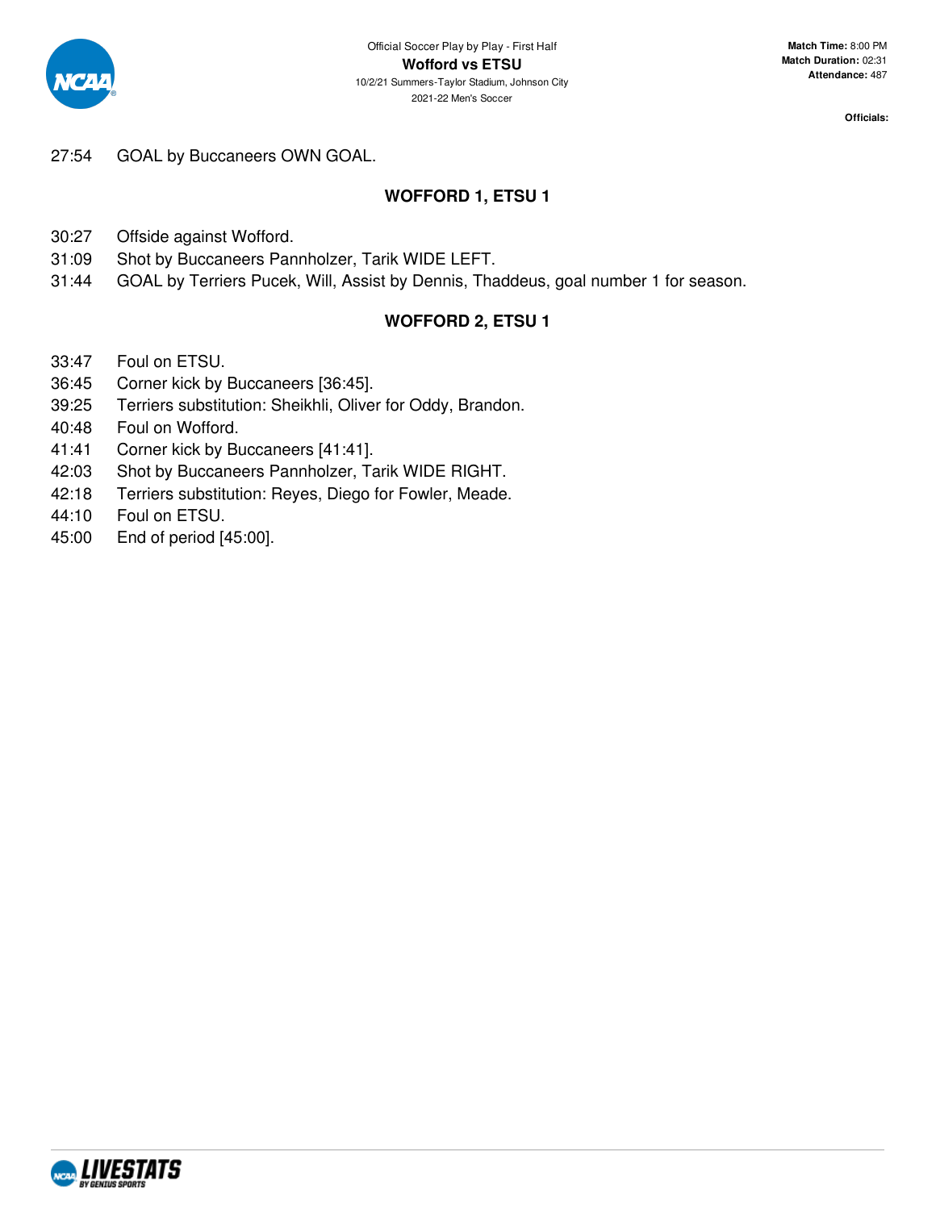27:54 GOAL by Buccaneers OWN GOAL.

**WOFFORD 1, ETSU 1**

30:27 Offside against Wofford.
31:09 Shot by Buccaneers Pannholzer, Tarik WIDE LEFT.
31:44 GOAL by Terriers Pucek, Will, Assist by Dennis, Thaddeus, goal number 1 for season.

**WOFFORD 2, ETSU 1**

33:47 Foul on ETSU.
36:45 Corner kick by Buccaneers [36:45].
39:25 Terriers substitution: Sheikhli, Oliver for Oddy, Brandon.
40:48 Foul on Wofford.
41:41 Corner kick by Buccaneers [41:41].
42:03 Shot by Buccaneers Pannholzer, Tarik WIDE RIGHT.
42:18 Terriers substitution: Reyes, Diego for Fowler, Meade.
44:10 Foul on ETSU.
45:00 End of period [45:00].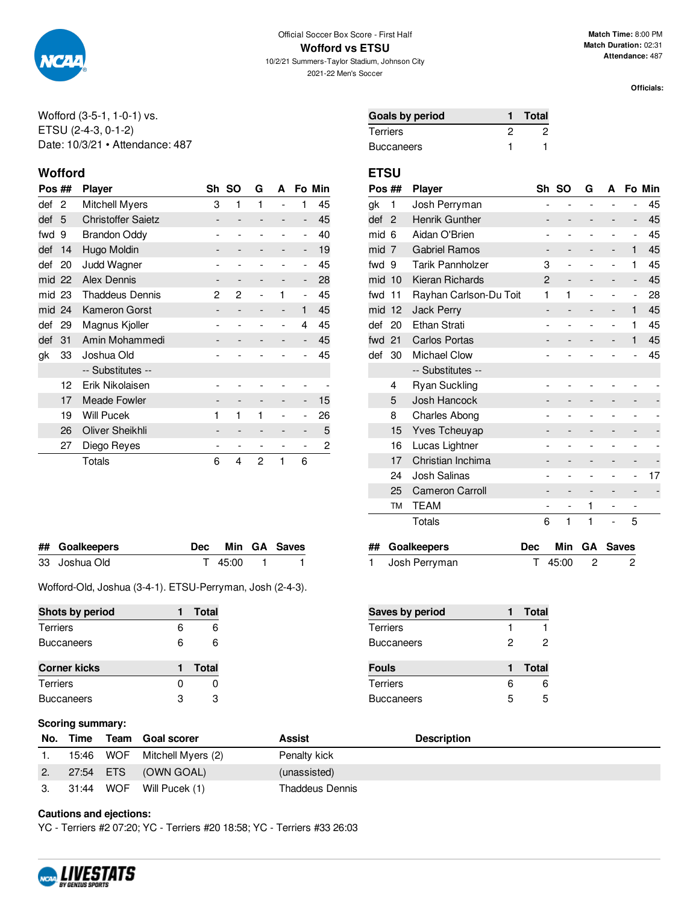Official Soccer Box Score - First Half

**Wofford vs ETSU**

10/2/21 Summers-Taylor Stadium, Johnson City

2021-22 Men's Soccer

**Match Time:** 8:00 PM
**Match Duration:** 02:31
**Attendance:** 487

**Officials:**

Wofford (3-5-1, 1-0-1) vs.
ETSU (2-4-3, 0-1-2)
Date: 10/3/21 • Attendance: 487

| Goals by period | 1 | Total |
|---|---|---|
| Terriers | 2 | 2 |
| Buccaneers | 1 | 1 |

## Wofford

| Pos | ## | Player | Sh | SO | G | A | Fo | Min |
|---|---|---|---|---|---|---|---|---|
| def | 2 | Mitchell Myers | 3 | 1 | 1 | - | 1 | 45 |
| def | 5 | Christoffer Saietz | - | - | - | - | - | 45 |
| fwd | 9 | Brandon Oddy | - | - | - | - | - | 40 |
| def | 14 | Hugo Moldin | - | - | - | - | - | 19 |
| def | 20 | Judd Wagner | - | - | - | - | - | 45 |
| mid | 22 | Alex Dennis | - | - | - | - | - | 28 |
| mid | 23 | Thaddeus Dennis | 2 | 2 | - | 1 | - | 45 |
| mid | 24 | Kameron Gorst | - | - | - | - | 1 | 45 |
| def | 29 | Magnus Kjoller | - | - | - | - | 4 | 45 |
| def | 31 | Amin Mohammedi | - | - | - | - | - | 45 |
| gk | 33 | Joshua Old | - | - | - | - | - | 45 |
| | | -- Substitutes -- | | | | | | |
| | 12 | Erik Nikolaisen | - | - | - | - | - | - |
| | 17 | Meade Fowler | - | - | - | - | - | 15 |
| | 19 | Will Pucek | 1 | 1 | 1 | - | - | 26 |
| | 26 | Oliver Sheikhli | - | - | - | - | - | 5 |
| | 27 | Diego Reyes | - | - | - | - | - | 2 |
| | | Totals | 6 | 4 | 2 | 1 | 6 | |

## ETSU

| Pos | ## | Player | Sh | SO | G | A | Fo | Min |
|---|---|---|---|---|---|---|---|---|
| gk | 1 | Josh Perryman | - | - | - | - | - | 45 |
| def | 2 | Henrik Gunther | - | - | - | - | - | 45 |
| mid | 6 | Aidan O'Brien | - | - | - | - | - | 45 |
| mid | 7 | Gabriel Ramos | - | - | - | - | 1 | 45 |
| fwd | 9 | Tarik Pannholzer | 3 | - | - | - | 1 | 45 |
| mid | 10 | Kieran Richards | 2 | - | - | - | - | 45 |
| fwd | 11 | Rayhan Carlson-Du Toit | 1 | 1 | - | - | - | 28 |
| mid | 12 | Jack Perry | - | - | - | - | 1 | 45 |
| def | 20 | Ethan Strati | - | - | - | - | 1 | 45 |
| fwd | 21 | Carlos Portas | - | - | - | - | 1 | 45 |
| def | 30 | Michael Clow | - | - | - | - | - | 45 |
| | | -- Substitutes -- | | | | | | |
| | 4 | Ryan Suckling | - | - | - | - | - | - |
| | 5 | Josh Hancock | - | - | - | - | - | - |
| | 8 | Charles Abong | - | - | - | - | - | - |
| | 15 | Yves Tcheuyap | - | - | - | - | - | - |
| | 16 | Lucas Lightner | - | - | - | - | - | - |
| | 17 | Christian Inchima | - | - | - | - | - | - |
| | 24 | Josh Salinas | - | - | - | - | - | 17 |
| | 25 | Cameron Carroll | - | - | - | - | - | - |
| | TM | TEAM | - | - | 1 | - | - | |
| | | Totals | 6 | 1 | 1 | - | 5 | |

| ## | Goalkeepers | Dec | Min | GA | Saves |
|---|---|---|---|---|---|
| 33 | Joshua Old | T | 45:00 | 1 | 1 |

| ## | Goalkeepers | Dec | Min | GA | Saves |
|---|---|---|---|---|---|
| 1 | Josh Perryman | T | 45:00 | 2 | 2 |

Wofford-Old, Joshua (3-4-1). ETSU-Perryman, Josh (2-4-3).

| Shots by period | 1 | Total |
|---|---|---|
| Terriers | 6 | 6 |
| Buccaneers | 6 | 6 |

| Saves by period | 1 | Total |
|---|---|---|
| Terriers | 1 | 1 |
| Buccaneers | 2 | 2 |

| Corner kicks | 1 | Total |
|---|---|---|
| Terriers | 0 | 0 |
| Buccaneers | 3 | 3 |

| Fouls | 1 | Total |
|---|---|---|
| Terriers | 6 | 6 |
| Buccaneers | 5 | 5 |

**Scoring summary:**

| No. | Time | Team | Goal scorer | Assist | Description |
|---|---|---|---|---|---|
| 1. | 15:46 | WOF | Mitchell Myers (2) | Penalty kick | |
| 2. | 27:54 | ETS | (OWN GOAL) | (unassisted) | |
| 3. | 31:44 | WOF | Will Pucek (1) | Thaddeus Dennis | |

**Cautions and ejections:**

YC - Terriers #2 07:20; YC - Terriers #20 18:58; YC - Terriers #33 26:03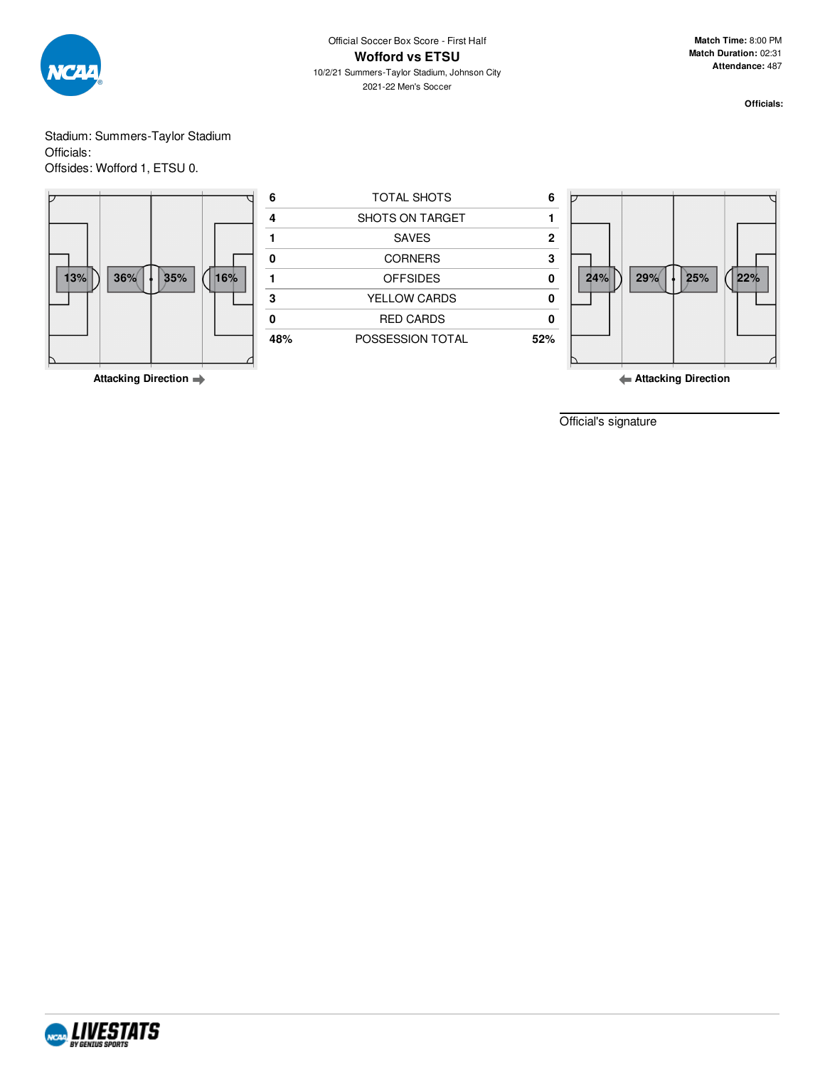Official Soccer Box Score - First Half

# Wofford vs ETSU

10/2/21 Summers-Taylor Stadium, Johnson City

2021-22 Men's Soccer

**Match Time:** 8:00 PM
**Match Duration:** 02:31
**Attendance:** 487

**Officials:**

Stadium: Summers-Taylor Stadium
Officials:
Offsides: Wofford 1, ETSU 0.

Wofford field zones: 13% | 36% | 35% | 16%

**Attacking Direction** →

| Wofford | | ETSU |
|---|---|---|
| 6 | TOTAL SHOTS | 6 |
| 4 | SHOTS ON TARGET | 1 |
| 1 | SAVES | 2 |
| 0 | CORNERS | 3 |
| 1 | OFFSIDES | 0 |
| 3 | YELLOW CARDS | 0 |
| 0 | RED CARDS | 0 |
| 48% | POSSESSION TOTAL | 52% |

ETSU field zones: 24% | 29% | 25% | 22%

← **Attacking Direction**

Official's signature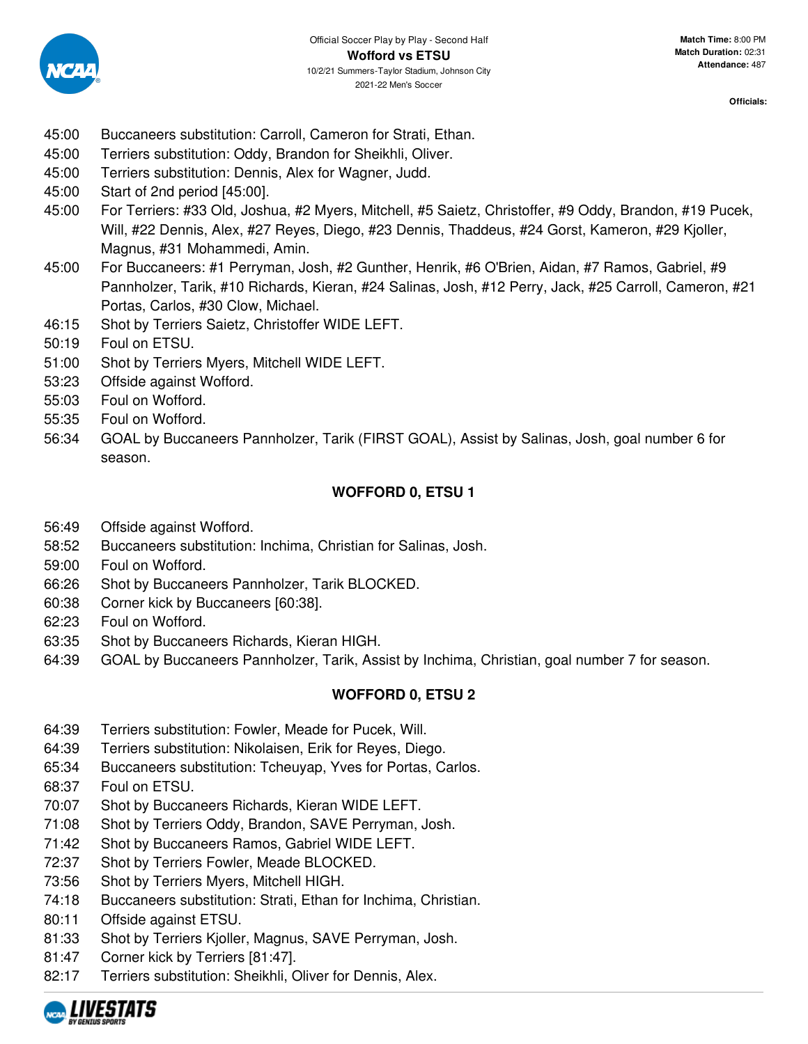Official Soccer Play by Play - Second Half

**Wofford vs ETSU**

10/2/21 Summers-Taylor Stadium, Johnson City

2021-22 Men's Soccer

**Match Time:** 8:00 PM
**Match Duration:** 02:31
**Attendance:** 487

**Officials:**

45:00 Buccaneers substitution: Carroll, Cameron for Strati, Ethan.
45:00 Terriers substitution: Oddy, Brandon for Sheikhli, Oliver.
45:00 Terriers substitution: Dennis, Alex for Wagner, Judd.
45:00 Start of 2nd period [45:00].
45:00 For Terriers: #33 Old, Joshua, #2 Myers, Mitchell, #5 Saietz, Christoffer, #9 Oddy, Brandon, #19 Pucek, Will, #22 Dennis, Alex, #27 Reyes, Diego, #23 Dennis, Thaddeus, #24 Gorst, Kameron, #29 Kjoller, Magnus, #31 Mohammedi, Amin.
45:00 For Buccaneers: #1 Perryman, Josh, #2 Gunther, Henrik, #6 O'Brien, Aidan, #7 Ramos, Gabriel, #9 Pannholzer, Tarik, #10 Richards, Kieran, #24 Salinas, Josh, #12 Perry, Jack, #25 Carroll, Cameron, #21 Portas, Carlos, #30 Clow, Michael.
46:15 Shot by Terriers Saietz, Christoffer WIDE LEFT.
50:19 Foul on ETSU.
51:00 Shot by Terriers Myers, Mitchell WIDE LEFT.
53:23 Offside against Wofford.
55:03 Foul on Wofford.
55:35 Foul on Wofford.
56:34 GOAL by Buccaneers Pannholzer, Tarik (FIRST GOAL), Assist by Salinas, Josh, goal number 6 for season.

**WOFFORD 0, ETSU 1**

56:49 Offside against Wofford.
58:52 Buccaneers substitution: Inchima, Christian for Salinas, Josh.
59:00 Foul on Wofford.
66:26 Shot by Buccaneers Pannholzer, Tarik BLOCKED.
60:38 Corner kick by Buccaneers [60:38].
62:23 Foul on Wofford.
63:35 Shot by Buccaneers Richards, Kieran HIGH.
64:39 GOAL by Buccaneers Pannholzer, Tarik, Assist by Inchima, Christian, goal number 7 for season.

**WOFFORD 0, ETSU 2**

64:39 Terriers substitution: Fowler, Meade for Pucek, Will.
64:39 Terriers substitution: Nikolaisen, Erik for Reyes, Diego.
65:34 Buccaneers substitution: Tcheuyap, Yves for Portas, Carlos.
68:37 Foul on ETSU.
70:07 Shot by Buccaneers Richards, Kieran WIDE LEFT.
71:08 Shot by Terriers Oddy, Brandon, SAVE Perryman, Josh.
71:42 Shot by Buccaneers Ramos, Gabriel WIDE LEFT.
72:37 Shot by Terriers Fowler, Meade BLOCKED.
73:56 Shot by Terriers Myers, Mitchell HIGH.
74:18 Buccaneers substitution: Strati, Ethan for Inchima, Christian.
80:11 Offside against ETSU.
81:33 Shot by Terriers Kjoller, Magnus, SAVE Perryman, Josh.
81:47 Corner kick by Terriers [81:47].
82:17 Terriers substitution: Sheikhli, Oliver for Dennis, Alex.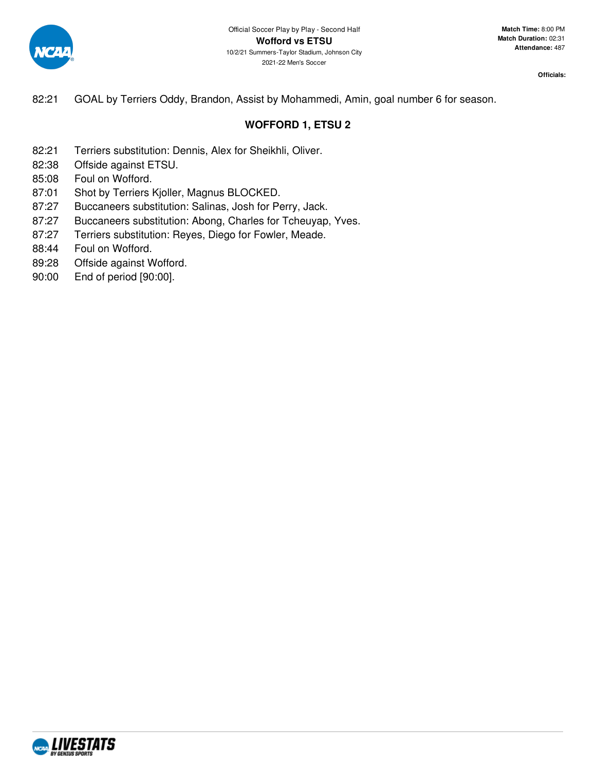82:21 GOAL by Terriers Oddy, Brandon, Assist by Mohammedi, Amin, goal number 6 for season.

**WOFFORD 1, ETSU 2**

82:21 Terriers substitution: Dennis, Alex for Sheikhli, Oliver.
82:38 Offside against ETSU.
85:08 Foul on Wofford.
87:01 Shot by Terriers Kjoller, Magnus BLOCKED.
87:27 Buccaneers substitution: Salinas, Josh for Perry, Jack.
87:27 Buccaneers substitution: Abong, Charles for Tcheuyap, Yves.
87:27 Terriers substitution: Reyes, Diego for Fowler, Meade.
88:44 Foul on Wofford.
89:28 Offside against Wofford.
90:00 End of period [90:00].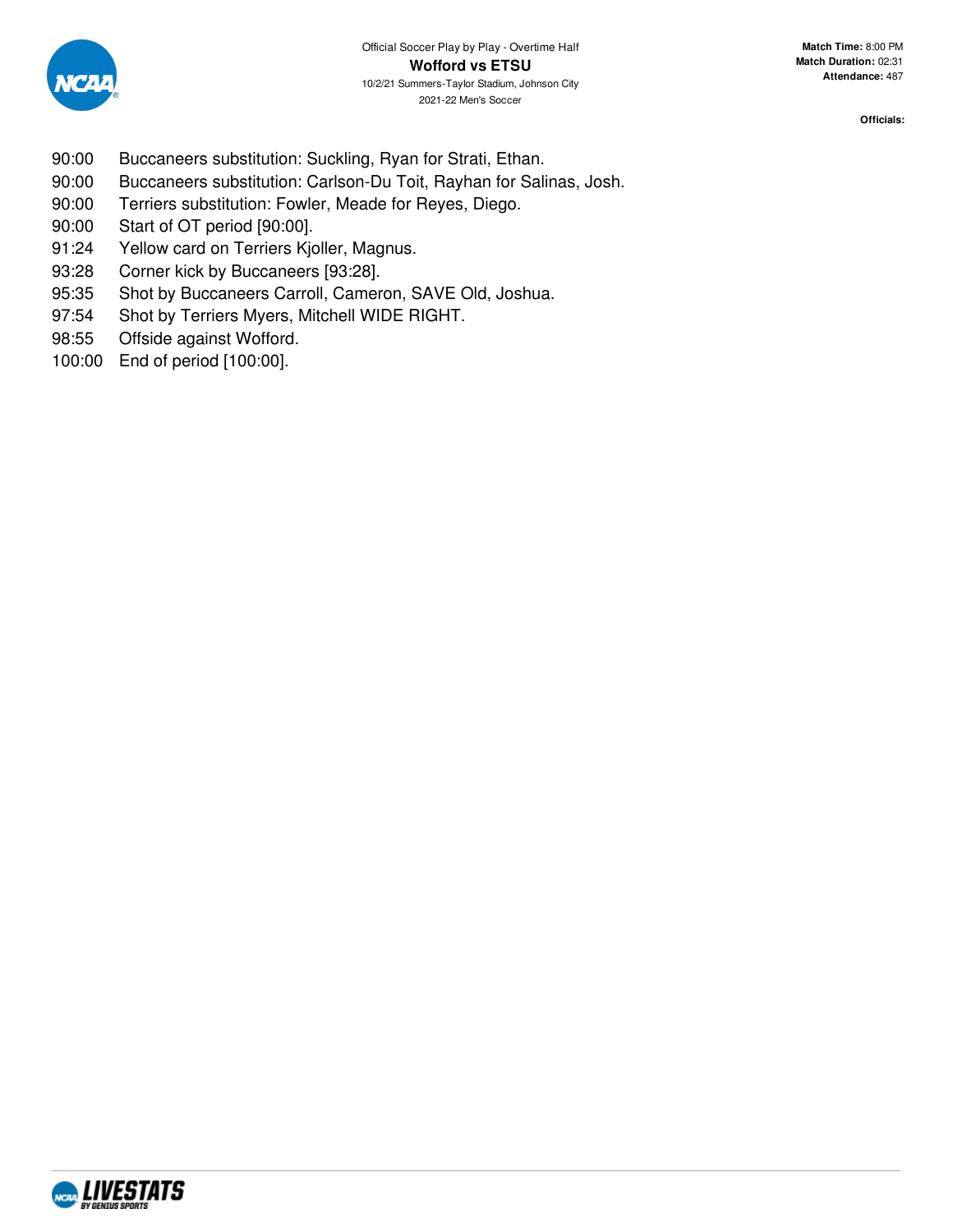Official Soccer Play by Play - Overtime Half

**Wofford vs ETSU**

10/2/21 Summers-Taylor Stadium, Johnson City

2021-22 Men's Soccer

**Match Time:** 8:00 PM
**Match Duration:** 02:31
**Attendance:** 487

**Officials:**

| | |
|---|---|
| 90:00 | Buccaneers substitution: Suckling, Ryan for Strati, Ethan. |
| 90:00 | Buccaneers substitution: Carlson-Du Toit, Rayhan for Salinas, Josh. |
| 90:00 | Terriers substitution: Fowler, Meade for Reyes, Diego. |
| 90:00 | Start of OT period [90:00]. |
| 91:24 | Yellow card on Terriers Kjoller, Magnus. |
| 93:28 | Corner kick by Buccaneers [93:28]. |
| 95:35 | Shot by Buccaneers Carroll, Cameron, SAVE Old, Joshua. |
| 97:54 | Shot by Terriers Myers, Mitchell WIDE RIGHT. |
| 98:55 | Offside against Wofford. |
| 100:00 | End of period [100:00]. |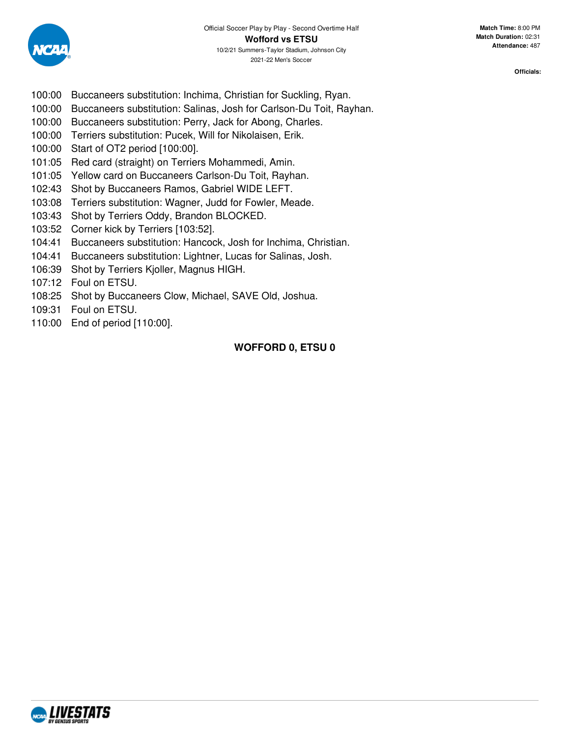Official Soccer Play by Play - Second Overtime Half

**Wofford vs ETSU**

10/2/21 Summers-Taylor Stadium, Johnson City

2021-22 Men's Soccer

**Match Time:** 8:00 PM
**Match Duration:** 02:31
**Attendance:** 487

**Officials:**

| | |
|---|---|
| 100:00 | Buccaneers substitution: Inchima, Christian for Suckling, Ryan. |
| 100:00 | Buccaneers substitution: Salinas, Josh for Carlson-Du Toit, Rayhan. |
| 100:00 | Buccaneers substitution: Perry, Jack for Abong, Charles. |
| 100:00 | Terriers substitution: Pucek, Will for Nikolaisen, Erik. |
| 100:00 | Start of OT2 period [100:00]. |
| 101:05 | Red card (straight) on Terriers Mohammedi, Amin. |
| 101:05 | Yellow card on Buccaneers Carlson-Du Toit, Rayhan. |
| 102:43 | Shot by Buccaneers Ramos, Gabriel WIDE LEFT. |
| 103:08 | Terriers substitution: Wagner, Judd for Fowler, Meade. |
| 103:43 | Shot by Terriers Oddy, Brandon BLOCKED. |
| 103:52 | Corner kick by Terriers [103:52]. |
| 104:41 | Buccaneers substitution: Hancock, Josh for Inchima, Christian. |
| 104:41 | Buccaneers substitution: Lightner, Lucas for Salinas, Josh. |
| 106:39 | Shot by Terriers Kjoller, Magnus HIGH. |
| 107:12 | Foul on ETSU. |
| 108:25 | Shot by Buccaneers Clow, Michael, SAVE Old, Joshua. |
| 109:31 | Foul on ETSU. |
| 110:00 | End of period [110:00]. |

**WOFFORD 0, ETSU 0**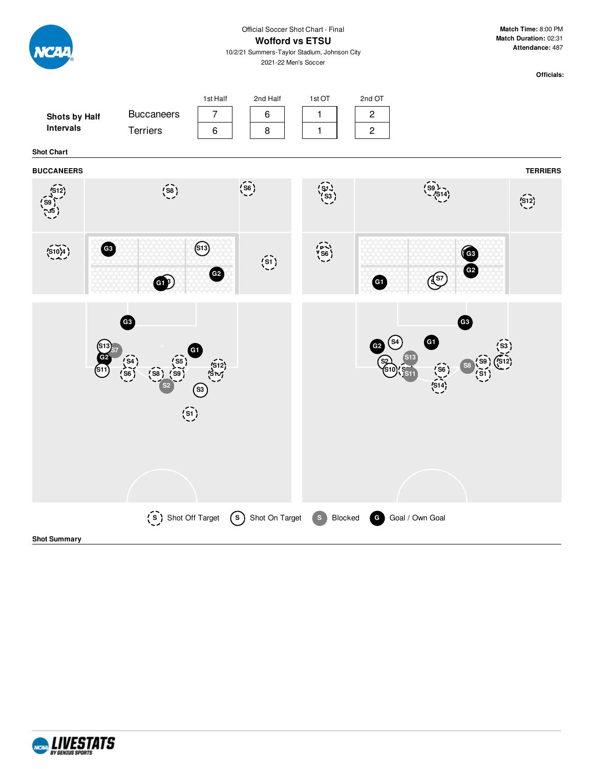Official Soccer Shot Chart - Final

# Wofford vs ETSU

10/2/21 Summers-Taylor Stadium, Johnson City

2021-22 Men's Soccer

**Match Time:** 8:00 PM
**Match Duration:** 02:31
**Attendance:** 487

**Officials:**

| Shots by Half Intervals | | 1st Half | 2nd Half | 1st OT | 2nd OT |
|---|---|---|---|---|---|
| | Buccaneers | 7 | 6 | 1 | 2 |
| | Terriers | 6 | 8 | 1 | 2 |

**Shot Chart**

**BUCCANEERS** **TERRIERS**

Shot Off Target | Shot On Target | Blocked | Goal / Own Goal

**Shot Summary**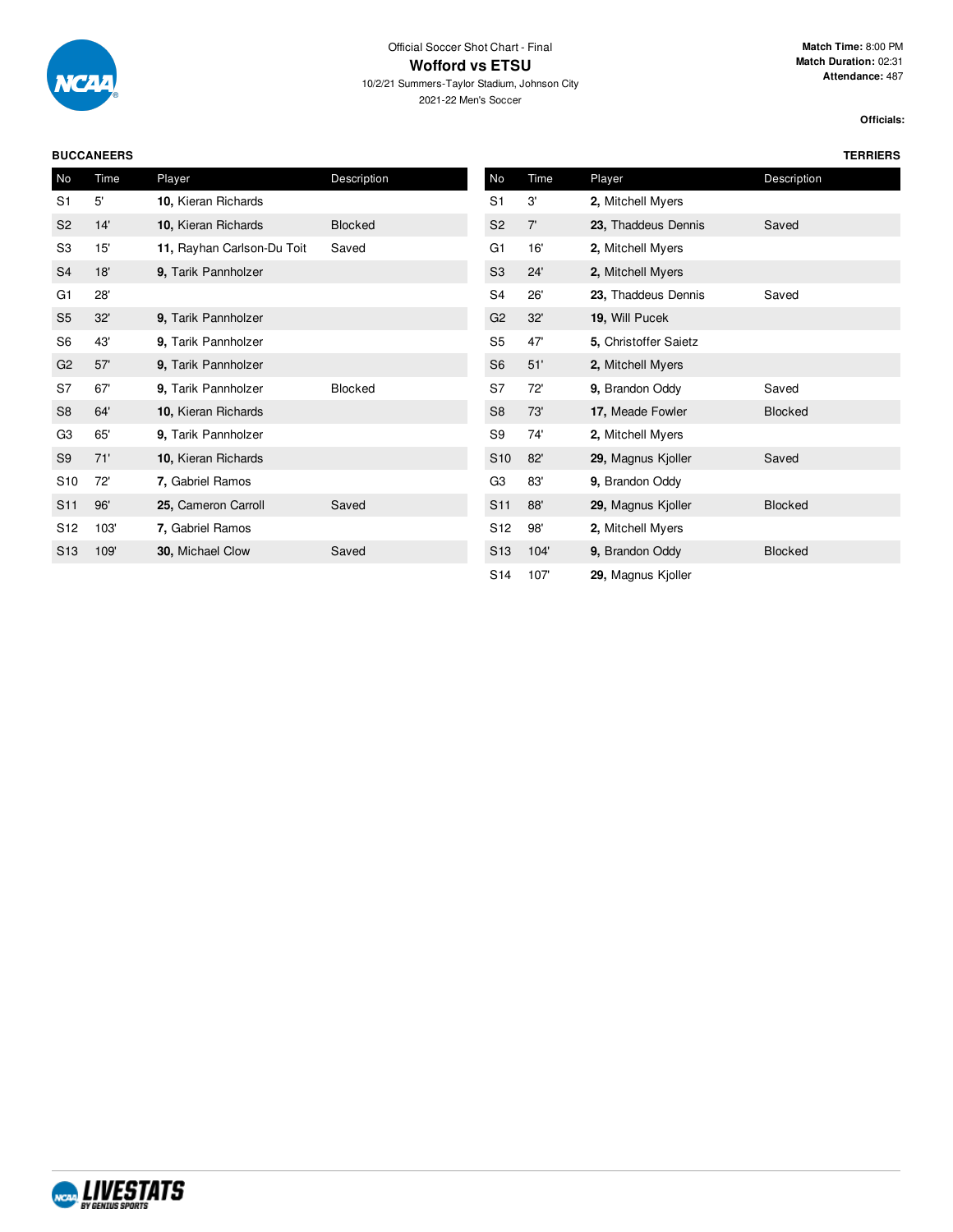Official Soccer Shot Chart - Final

# Wofford vs ETSU

10/2/21 Summers-Taylor Stadium, Johnson City

2021-22 Men's Soccer

**Match Time:** 8:00 PM
**Match Duration:** 02:31
**Attendance:** 487

**Officials:**

### BUCCANEERS

| No | Time | Player | Description |
|---|---|---|---|
| S1 | 5' | **10,** Kieran Richards | |
| S2 | 14' | **10,** Kieran Richards | Blocked |
| S3 | 15' | **11,** Rayhan Carlson-Du Toit | Saved |
| S4 | 18' | **9,** Tarik Pannholzer | |
| G1 | 28' | | |
| S5 | 32' | **9,** Tarik Pannholzer | |
| S6 | 43' | **9,** Tarik Pannholzer | |
| G2 | 57' | **9,** Tarik Pannholzer | |
| S7 | 67' | **9,** Tarik Pannholzer | Blocked |
| S8 | 64' | **10,** Kieran Richards | |
| G3 | 65' | **9,** Tarik Pannholzer | |
| S9 | 71' | **10,** Kieran Richards | |
| S10 | 72' | **7,** Gabriel Ramos | |
| S11 | 96' | **25,** Cameron Carroll | Saved |
| S12 | 103' | **7,** Gabriel Ramos | |
| S13 | 109' | **30,** Michael Clow | Saved |

### TERRIERS

| No | Time | Player | Description |
|---|---|---|---|
| S1 | 3' | **2,** Mitchell Myers | |
| S2 | 7' | **23,** Thaddeus Dennis | Saved |
| G1 | 16' | **2,** Mitchell Myers | |
| S3 | 24' | **2,** Mitchell Myers | |
| S4 | 26' | **23,** Thaddeus Dennis | Saved |
| G2 | 32' | **19,** Will Pucek | |
| S5 | 47' | **5,** Christoffer Saietz | |
| S6 | 51' | **2,** Mitchell Myers | |
| S7 | 72' | **9,** Brandon Oddy | Saved |
| S8 | 73' | **17,** Meade Fowler | Blocked |
| S9 | 74' | **2,** Mitchell Myers | |
| S10 | 82' | **29,** Magnus Kjoller | Saved |
| G3 | 83' | **9,** Brandon Oddy | |
| S11 | 88' | **29,** Magnus Kjoller | Blocked |
| S12 | 98' | **2,** Mitchell Myers | |
| S13 | 104' | **9,** Brandon Oddy | Blocked |
| S14 | 107' | **29,** Magnus Kjoller | |